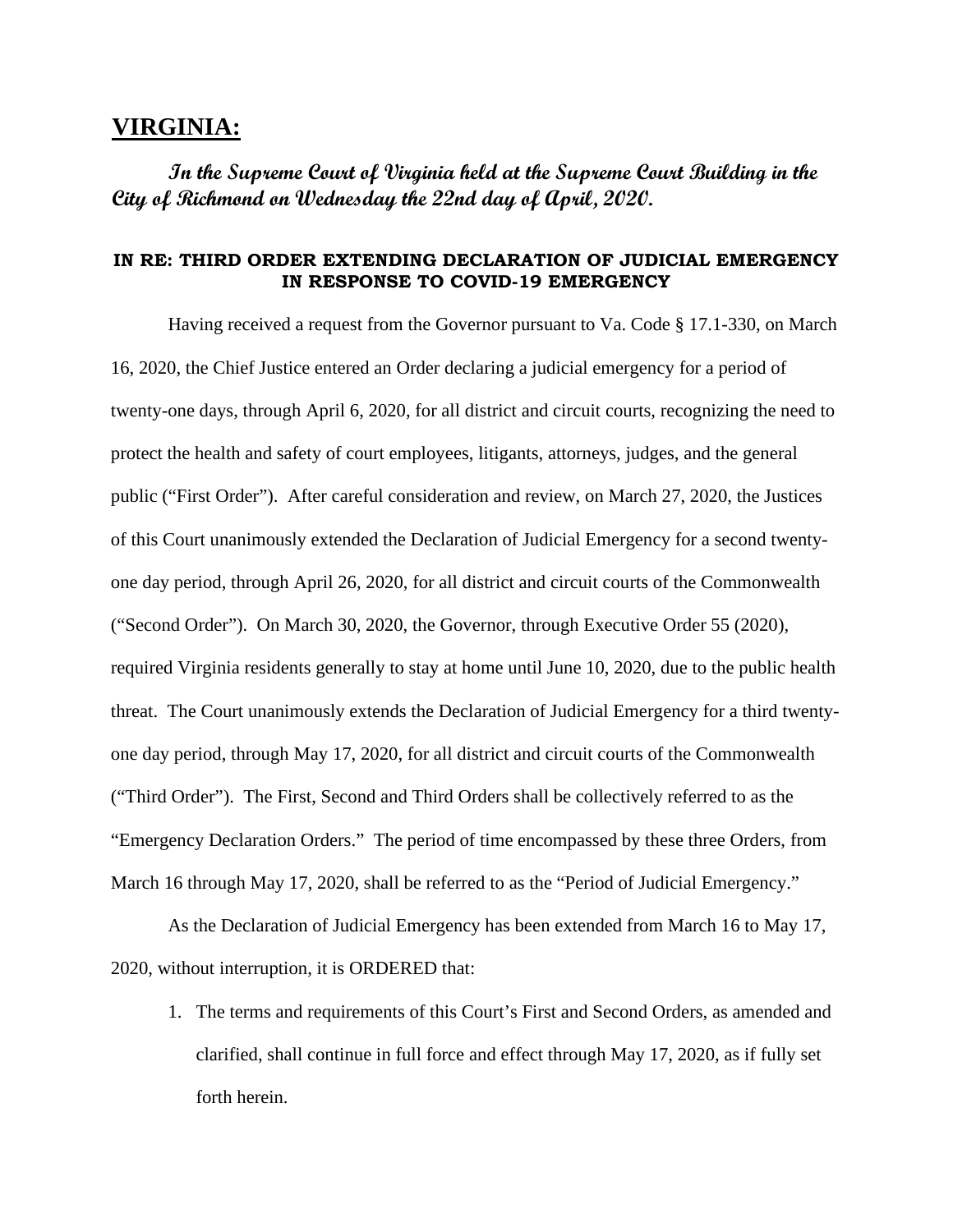# VIRGINIA:

***In the Supreme Court of Virginia held at the Supreme Court Building in the City of Richmond on Wednesday the 22nd day of April, 2020.***

**IN RE: THIRD ORDER EXTENDING DECLARATION OF JUDICIAL EMERGENCY IN RESPONSE TO COVID-19 EMERGENCY**

Having received a request from the Governor pursuant to Va. Code § 17.1-330, on March 16, 2020, the Chief Justice entered an Order declaring a judicial emergency for a period of twenty-one days, through April 6, 2020, for all district and circuit courts, recognizing the need to protect the health and safety of court employees, litigants, attorneys, judges, and the general public ("First Order"). After careful consideration and review, on March 27, 2020, the Justices of this Court unanimously extended the Declaration of Judicial Emergency for a second twenty-one day period, through April 26, 2020, for all district and circuit courts of the Commonwealth ("Second Order"). On March 30, 2020, the Governor, through Executive Order 55 (2020), required Virginia residents generally to stay at home until June 10, 2020, due to the public health threat. The Court unanimously extends the Declaration of Judicial Emergency for a third twenty-one day period, through May 17, 2020, for all district and circuit courts of the Commonwealth ("Third Order"). The First, Second and Third Orders shall be collectively referred to as the "Emergency Declaration Orders." The period of time encompassed by these three Orders, from March 16 through May 17, 2020, shall be referred to as the "Period of Judicial Emergency."

As the Declaration of Judicial Emergency has been extended from March 16 to May 17, 2020, without interruption, it is ORDERED that:

1. The terms and requirements of this Court's First and Second Orders, as amended and clarified, shall continue in full force and effect through May 17, 2020, as if fully set forth herein.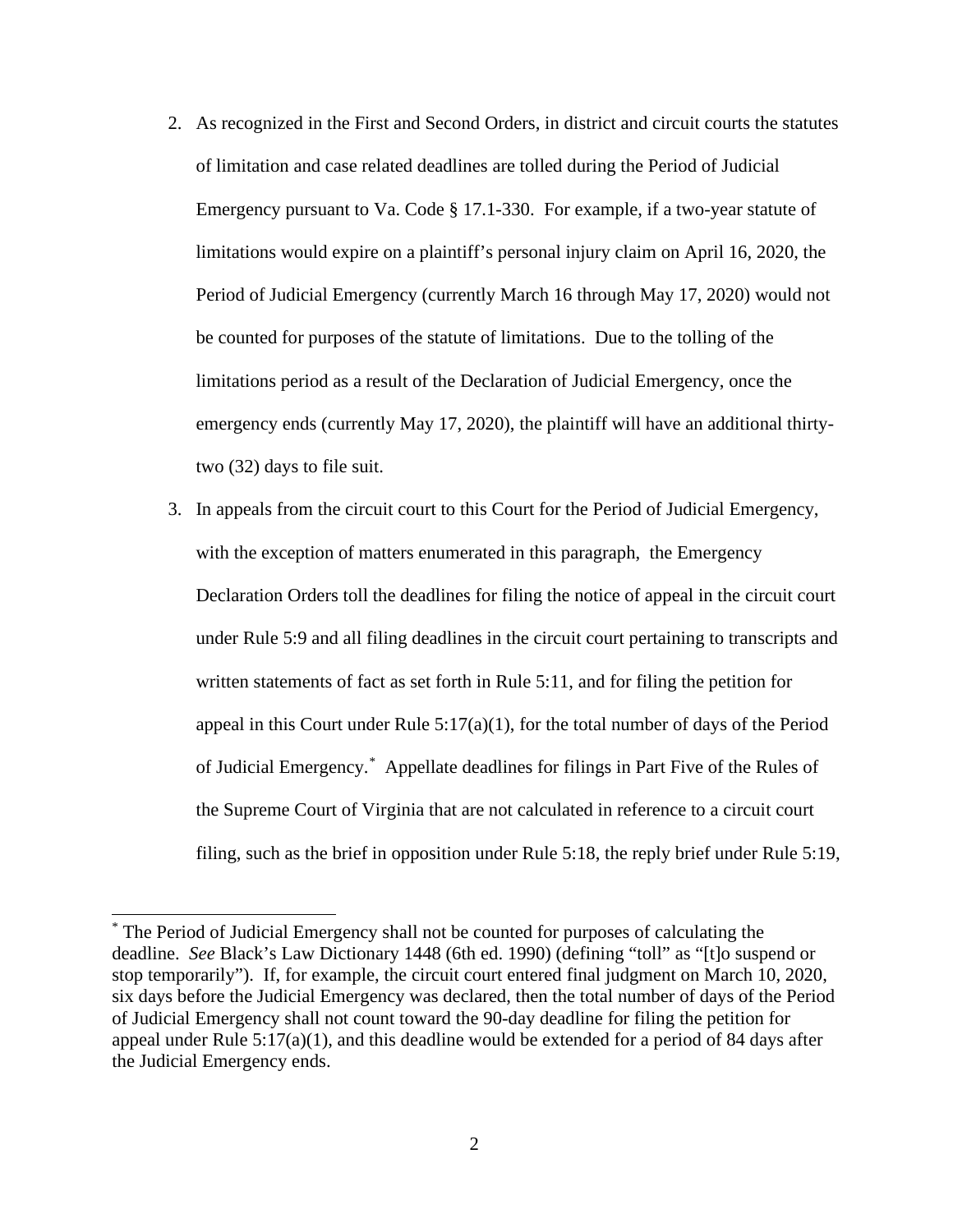2. As recognized in the First and Second Orders, in district and circuit courts the statutes of limitation and case related deadlines are tolled during the Period of Judicial Emergency pursuant to Va. Code § 17.1-330. For example, if a two-year statute of limitations would expire on a plaintiff's personal injury claim on April 16, 2020, the Period of Judicial Emergency (currently March 16 through May 17, 2020) would not be counted for purposes of the statute of limitations. Due to the tolling of the limitations period as a result of the Declaration of Judicial Emergency, once the emergency ends (currently May 17, 2020), the plaintiff will have an additional thirty-two (32) days to file suit.

3. In appeals from the circuit court to this Court for the Period of Judicial Emergency, with the exception of matters enumerated in this paragraph, the Emergency Declaration Orders toll the deadlines for filing the notice of appeal in the circuit court under Rule 5:9 and all filing deadlines in the circuit court pertaining to transcripts and written statements of fact as set forth in Rule 5:11, and for filing the petition for appeal in this Court under Rule 5:17(a)(1), for the total number of days of the Period of Judicial Emergency.[*] Appellate deadlines for filings in Part Five of the Rules of the Supreme Court of Virginia that are not calculated in reference to a circuit court filing, such as the brief in opposition under Rule 5:18, the reply brief under Rule 5:19,

---

[*] The Period of Judicial Emergency shall not be counted for purposes of calculating the deadline. *See* Black's Law Dictionary 1448 (6th ed. 1990) (defining "toll" as "[t]o suspend or stop temporarily"). If, for example, the circuit court entered final judgment on March 10, 2020, six days before the Judicial Emergency was declared, then the total number of days of the Period of Judicial Emergency shall not count toward the 90-day deadline for filing the petition for appeal under Rule 5:17(a)(1), and this deadline would be extended for a period of 84 days after the Judicial Emergency ends.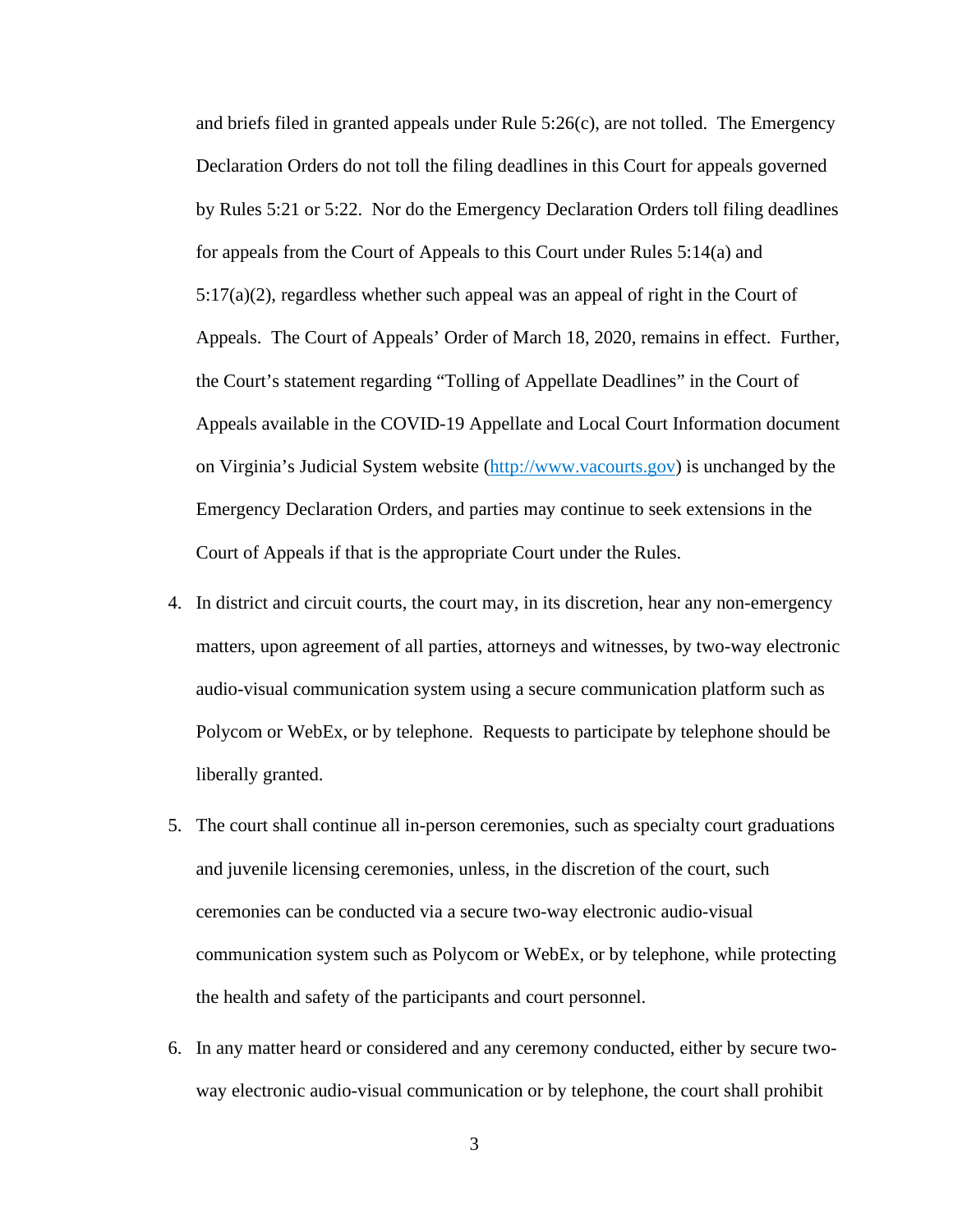and briefs filed in granted appeals under Rule 5:26(c), are not tolled. The Emergency Declaration Orders do not toll the filing deadlines in this Court for appeals governed by Rules 5:21 or 5:22. Nor do the Emergency Declaration Orders toll filing deadlines for appeals from the Court of Appeals to this Court under Rules 5:14(a) and 5:17(a)(2), regardless whether such appeal was an appeal of right in the Court of Appeals. The Court of Appeals' Order of March 18, 2020, remains in effect. Further, the Court's statement regarding "Tolling of Appellate Deadlines" in the Court of Appeals available in the COVID-19 Appellate and Local Court Information document on Virginia's Judicial System website ([http://www.vacourts.gov](http://www.vacourts.gov)) is unchanged by the Emergency Declaration Orders, and parties may continue to seek extensions in the Court of Appeals if that is the appropriate Court under the Rules.

4. In district and circuit courts, the court may, in its discretion, hear any non-emergency matters, upon agreement of all parties, attorneys and witnesses, by two-way electronic audio-visual communication system using a secure communication platform such as Polycom or WebEx, or by telephone. Requests to participate by telephone should be liberally granted.

5. The court shall continue all in-person ceremonies, such as specialty court graduations and juvenile licensing ceremonies, unless, in the discretion of the court, such ceremonies can be conducted via a secure two-way electronic audio-visual communication system such as Polycom or WebEx, or by telephone, while protecting the health and safety of the participants and court personnel.

6. In any matter heard or considered and any ceremony conducted, either by secure two-way electronic audio-visual communication or by telephone, the court shall prohibit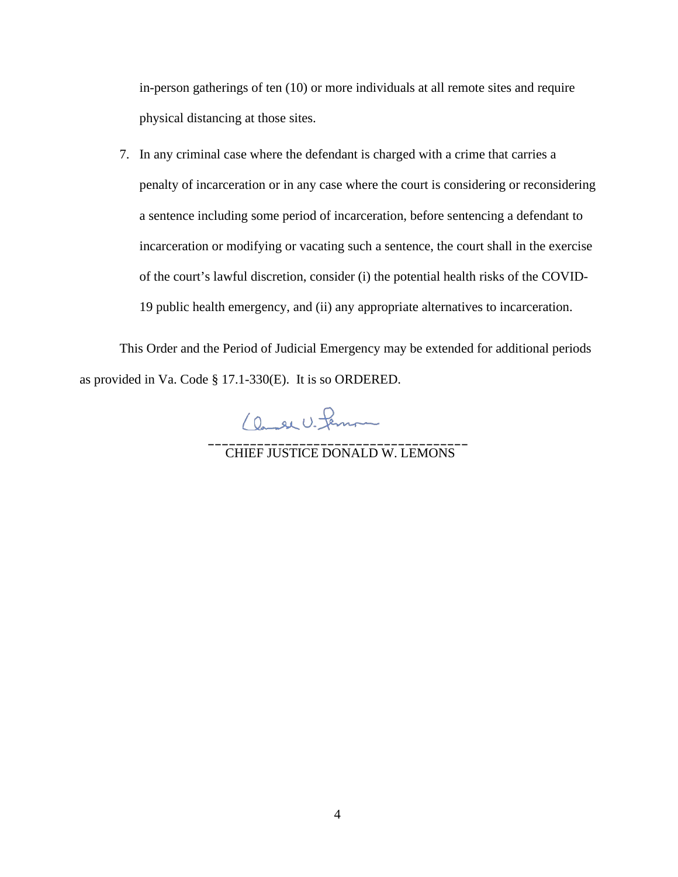in-person gatherings of ten (10) or more individuals at all remote sites and require physical distancing at those sites.

7. In any criminal case where the defendant is charged with a crime that carries a penalty of incarceration or in any case where the court is considering or reconsidering a sentence including some period of incarceration, before sentencing a defendant to incarceration or modifying or vacating such a sentence, the court shall in the exercise of the court's lawful discretion, consider (i) the potential health risks of the COVID-19 public health emergency, and (ii) any appropriate alternatives to incarceration.

This Order and the Period of Judicial Emergency may be extended for additional periods as provided in Va. Code § 17.1-330(E). It is so ORDERED.

\_\_\_\_\_\_\_\_\_\_\_\_\_\_\_\_\_\_\_\_\_\_\_\_\_\_\_\_\_\_\_\_\_\_\_\_

CHIEF JUSTICE DONALD W. LEMONS